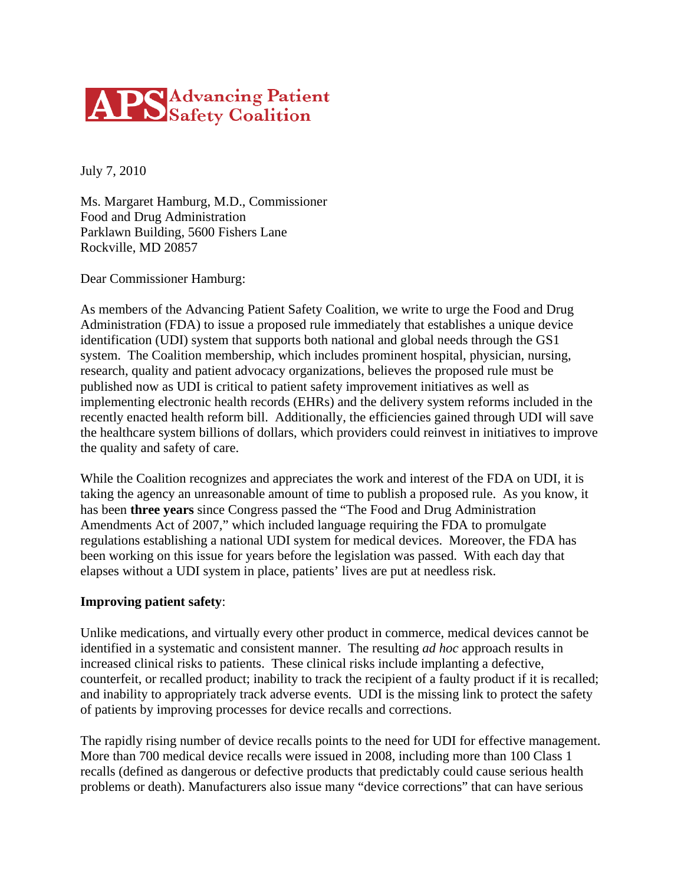**APS** Advancing Patient Safety Coalition

July 7, 2010

Ms. Margaret Hamburg, M.D., Commissioner
Food and Drug Administration
Parklawn Building, 5600 Fishers Lane
Rockville, MD 20857

Dear Commissioner Hamburg:

As members of the Advancing Patient Safety Coalition, we write to urge the Food and Drug Administration (FDA) to issue a proposed rule immediately that establishes a unique device identification (UDI) system that supports both national and global needs through the GS1 system. The Coalition membership, which includes prominent hospital, physician, nursing, research, quality and patient advocacy organizations, believes the proposed rule must be published now as UDI is critical to patient safety improvement initiatives as well as implementing electronic health records (EHRs) and the delivery system reforms included in the recently enacted health reform bill. Additionally, the efficiencies gained through UDI will save the healthcare system billions of dollars, which providers could reinvest in initiatives to improve the quality and safety of care.

While the Coalition recognizes and appreciates the work and interest of the FDA on UDI, it is taking the agency an unreasonable amount of time to publish a proposed rule. As you know, it has been **three years** since Congress passed the "The Food and Drug Administration Amendments Act of 2007," which included language requiring the FDA to promulgate regulations establishing a national UDI system for medical devices. Moreover, the FDA has been working on this issue for years before the legislation was passed. With each day that elapses without a UDI system in place, patients' lives are put at needless risk.

**Improving patient safety**:

Unlike medications, and virtually every other product in commerce, medical devices cannot be identified in a systematic and consistent manner. The resulting *ad hoc* approach results in increased clinical risks to patients. These clinical risks include implanting a defective, counterfeit, or recalled product; inability to track the recipient of a faulty product if it is recalled; and inability to appropriately track adverse events. UDI is the missing link to protect the safety of patients by improving processes for device recalls and corrections.

The rapidly rising number of device recalls points to the need for UDI for effective management. More than 700 medical device recalls were issued in 2008, including more than 100 Class 1 recalls (defined as dangerous or defective products that predictably could cause serious health problems or death). Manufacturers also issue many "device corrections" that can have serious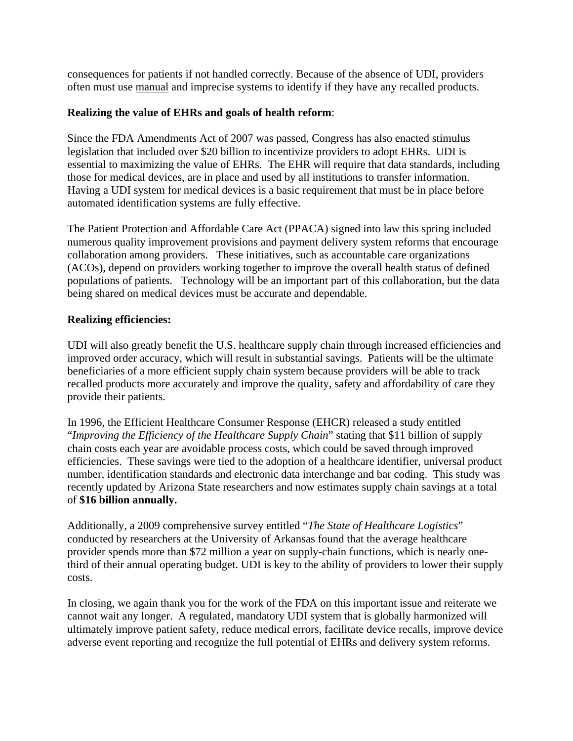consequences for patients if not handled correctly. Because of the absence of UDI, providers often must use manual and imprecise systems to identify if they have any recalled products.

**Realizing the value of EHRs and goals of health reform**:

Since the FDA Amendments Act of 2007 was passed, Congress has also enacted stimulus legislation that included over $20 billion to incentivize providers to adopt EHRs. UDI is essential to maximizing the value of EHRs. The EHR will require that data standards, including those for medical devices, are in place and used by all institutions to transfer information. Having a UDI system for medical devices is a basic requirement that must be in place before automated identification systems are fully effective.

The Patient Protection and Affordable Care Act (PPACA) signed into law this spring included numerous quality improvement provisions and payment delivery system reforms that encourage collaboration among providers. These initiatives, such as accountable care organizations (ACOs), depend on providers working together to improve the overall health status of defined populations of patients. Technology will be an important part of this collaboration, but the data being shared on medical devices must be accurate and dependable.

**Realizing efficiencies:**

UDI will also greatly benefit the U.S. healthcare supply chain through increased efficiencies and improved order accuracy, which will result in substantial savings. Patients will be the ultimate beneficiaries of a more efficient supply chain system because providers will be able to track recalled products more accurately and improve the quality, safety and affordability of care they provide their patients.

In 1996, the Efficient Healthcare Consumer Response (EHCR) released a study entitled "*Improving the Efficiency of the Healthcare Supply Chain*" stating that $11 billion of supply chain costs each year are avoidable process costs, which could be saved through improved efficiencies. These savings were tied to the adoption of a healthcare identifier, universal product number, identification standards and electronic data interchange and bar coding. This study was recently updated by Arizona State researchers and now estimates supply chain savings at a total of **$16 billion annually.**

Additionally, a 2009 comprehensive survey entitled "*The State of Healthcare Logistics*" conducted by researchers at the University of Arkansas found that the average healthcare provider spends more than $72 million a year on supply-chain functions, which is nearly one-third of their annual operating budget. UDI is key to the ability of providers to lower their supply costs.

In closing, we again thank you for the work of the FDA on this important issue and reiterate we cannot wait any longer. A regulated, mandatory UDI system that is globally harmonized will ultimately improve patient safety, reduce medical errors, facilitate device recalls, improve device adverse event reporting and recognize the full potential of EHRs and delivery system reforms.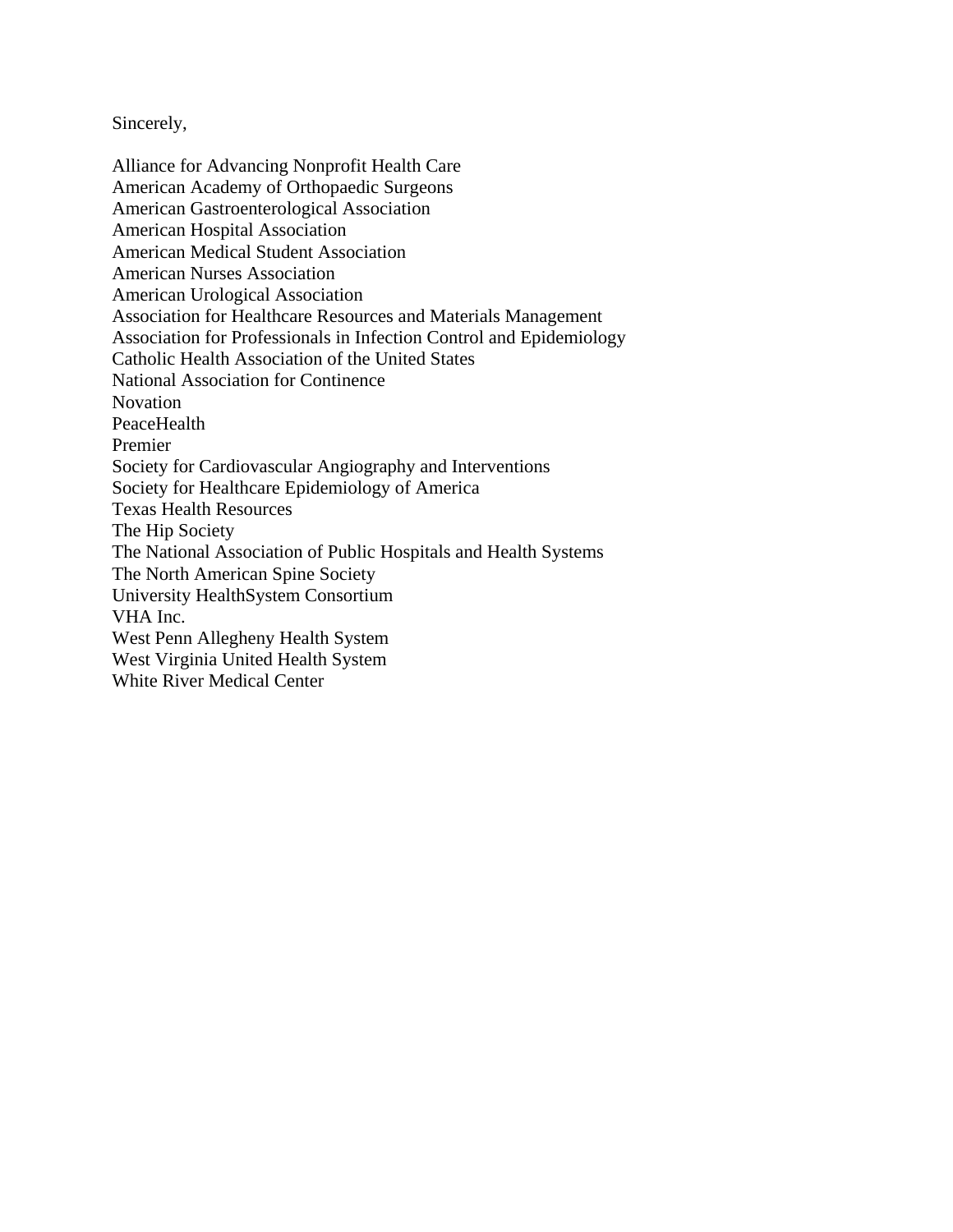Sincerely,

Alliance for Advancing Nonprofit Health Care
American Academy of Orthopaedic Surgeons
American Gastroenterological Association
American Hospital Association
American Medical Student Association
American Nurses Association
American Urological Association
Association for Healthcare Resources and Materials Management
Association for Professionals in Infection Control and Epidemiology
Catholic Health Association of the United States
National Association for Continence
Novation
PeaceHealth
Premier
Society for Cardiovascular Angiography and Interventions
Society for Healthcare Epidemiology of America
Texas Health Resources
The Hip Society
The National Association of Public Hospitals and Health Systems
The North American Spine Society
University HealthSystem Consortium
VHA Inc.
West Penn Allegheny Health System
West Virginia United Health System
White River Medical Center